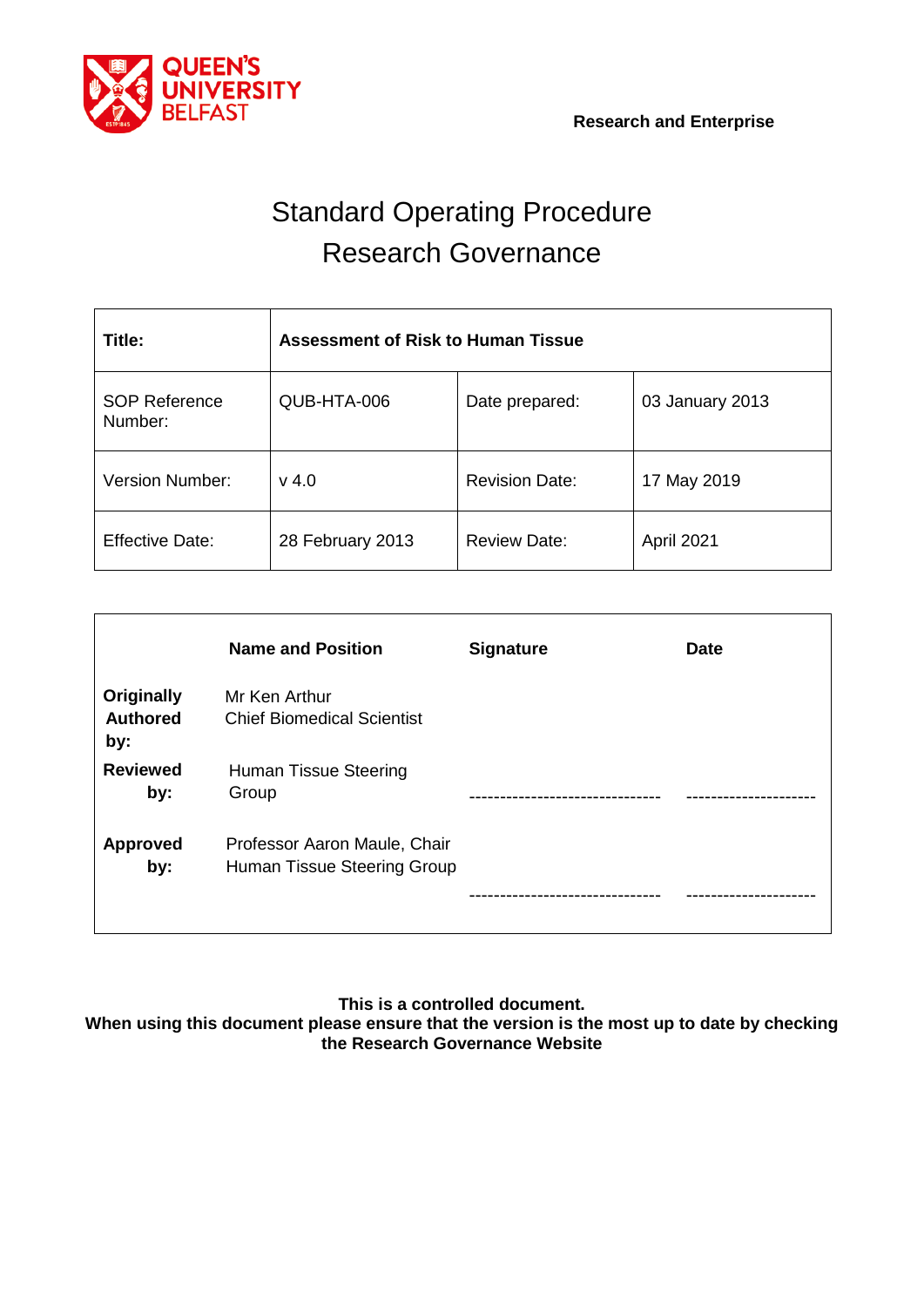**Research and Enterprise**

# Standard Operating Procedure
# Research Governance

| **Title:** | **Assessment of Risk to Human Tissue** | | |
|---|---|---|---|
| SOP Reference Number: | QUB-HTA-006 | Date prepared: | 03 January 2013 |
| Version Number: | v 4.0 | Revision Date: | 17 May 2019 |
| Effective Date: | 28 February 2013 | Review Date: | April 2021 |

| | **Name and Position** | **Signature** | **Date** |
|---|---|---|---|
| **Originally Authored by:** | Mr Ken Arthur<br>Chief Biomedical Scientist | | |
| **Reviewed by:** | Human Tissue Steering Group | ------------------------------ | --------------------- |
| **Approved by:** | Professor Aaron Maule, Chair<br>Human Tissue Steering Group | ------------------------------ | --------------------- |

**This is a controlled document.**
**When using this document please ensure that the version is the most up to date by checking the Research Governance Website**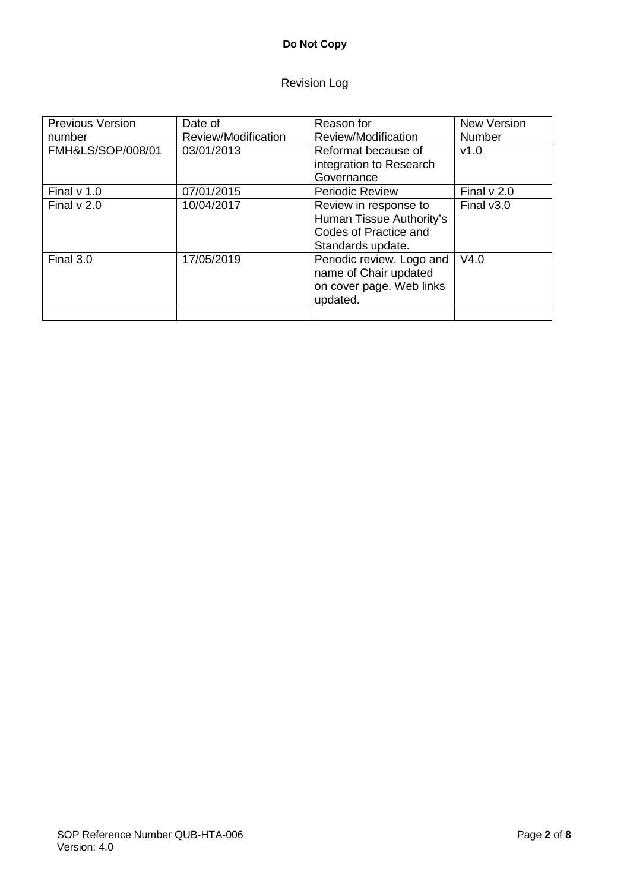**Do Not Copy**

Revision Log

| Previous Version number | Date of Review/Modification | Reason for Review/Modification | New Version Number |
|---|---|---|---|
| FMH&LS/SOP/008/01 | 03/01/2013 | Reformat because of integration to Research Governance | v1.0 |
| Final v 1.0 | 07/01/2015 | Periodic Review | Final v 2.0 |
| Final v 2.0 | 10/04/2017 | Review in response to Human Tissue Authority's Codes of Practice and Standards update. | Final v3.0 |
| Final 3.0 | 17/05/2019 | Periodic review. Logo and name of Chair updated on cover page. Web links updated. | V4.0 |
| | | | |

SOP Reference Number QUB-HTA-006
Version: 4.0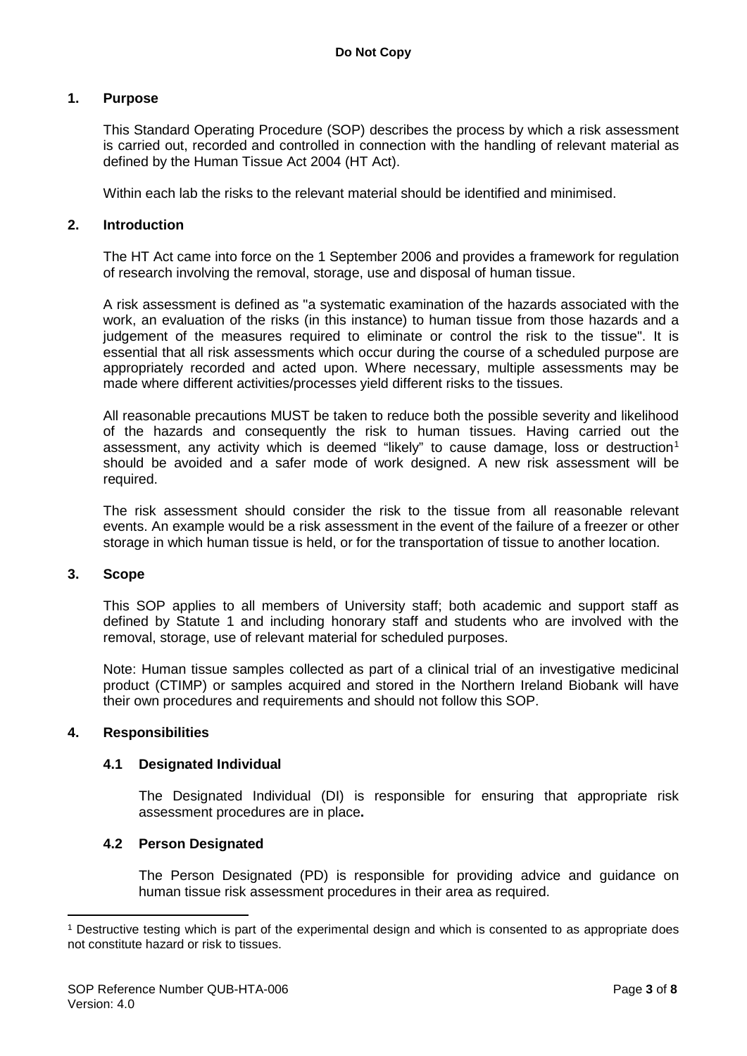## 1. Purpose

This Standard Operating Procedure (SOP) describes the process by which a risk assessment is carried out, recorded and controlled in connection with the handling of relevant material as defined by the Human Tissue Act 2004 (HT Act).

Within each lab the risks to the relevant material should be identified and minimised.

## 2. Introduction

The HT Act came into force on the 1 September 2006 and provides a framework for regulation of research involving the removal, storage, use and disposal of human tissue.

A risk assessment is defined as "a systematic examination of the hazards associated with the work, an evaluation of the risks (in this instance) to human tissue from those hazards and a judgement of the measures required to eliminate or control the risk to the tissue". It is essential that all risk assessments which occur during the course of a scheduled purpose are appropriately recorded and acted upon. Where necessary, multiple assessments may be made where different activities/processes yield different risks to the tissues.

All reasonable precautions MUST be taken to reduce both the possible severity and likelihood of the hazards and consequently the risk to human tissues. Having carried out the assessment, any activity which is deemed "likely" to cause damage, loss or destruction[1] should be avoided and a safer mode of work designed. A new risk assessment will be required.

The risk assessment should consider the risk to the tissue from all reasonable relevant events. An example would be a risk assessment in the event of the failure of a freezer or other storage in which human tissue is held, or for the transportation of tissue to another location.

## 3. Scope

This SOP applies to all members of University staff; both academic and support staff as defined by Statute 1 and including honorary staff and students who are involved with the removal, storage, use of relevant material for scheduled purposes.

Note: Human tissue samples collected as part of a clinical trial of an investigative medicinal product (CTIMP) or samples acquired and stored in the Northern Ireland Biobank will have their own procedures and requirements and should not follow this SOP.

## 4. Responsibilities

### 4.1 Designated Individual

The Designated Individual (DI) is responsible for ensuring that appropriate risk assessment procedures are in place**.**

### 4.2 Person Designated

The Person Designated (PD) is responsible for providing advice and guidance on human tissue risk assessment procedures in their area as required.

---

[1] Destructive testing which is part of the experimental design and which is consented to as appropriate does not constitute hazard or risk to tissues.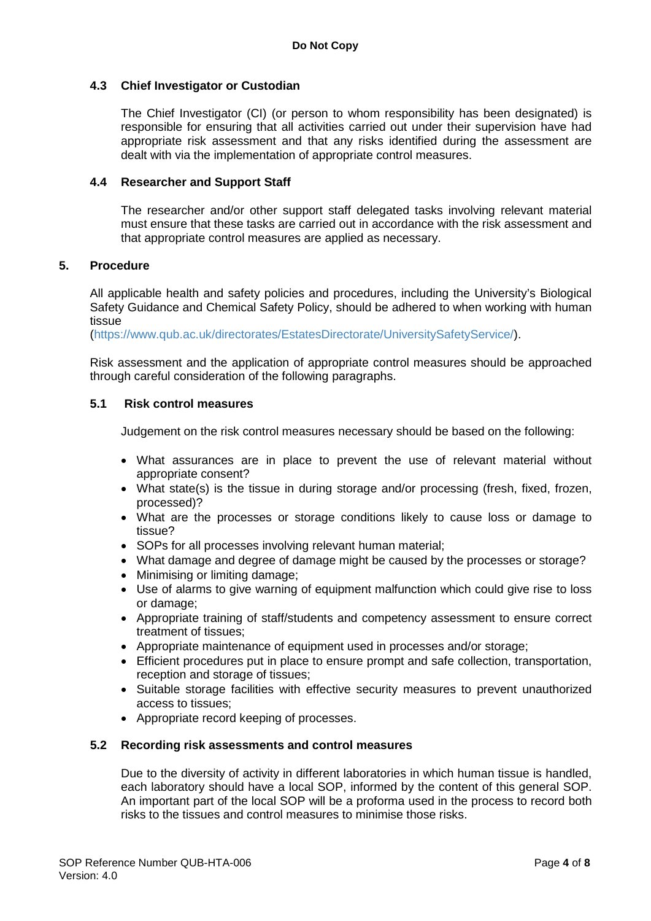### 4.3 Chief Investigator or Custodian

The Chief Investigator (CI) (or person to whom responsibility has been designated) is responsible for ensuring that all activities carried out under their supervision have had appropriate risk assessment and that any risks identified during the assessment are dealt with via the implementation of appropriate control measures.

### 4.4 Researcher and Support Staff

The researcher and/or other support staff delegated tasks involving relevant material must ensure that these tasks are carried out in accordance with the risk assessment and that appropriate control measures are applied as necessary.

## 5. Procedure

All applicable health and safety policies and procedures, including the University's Biological Safety Guidance and Chemical Safety Policy, should be adhered to when working with human tissue (https://www.qub.ac.uk/directorates/EstatesDirectorate/UniversitySafetyService/).

Risk assessment and the application of appropriate control measures should be approached through careful consideration of the following paragraphs.

### 5.1 Risk control measures

Judgement on the risk control measures necessary should be based on the following:

- What assurances are in place to prevent the use of relevant material without appropriate consent?
- What state(s) is the tissue in during storage and/or processing (fresh, fixed, frozen, processed)?
- What are the processes or storage conditions likely to cause loss or damage to tissue?
- SOPs for all processes involving relevant human material;
- What damage and degree of damage might be caused by the processes or storage?
- Minimising or limiting damage;
- Use of alarms to give warning of equipment malfunction which could give rise to loss or damage;
- Appropriate training of staff/students and competency assessment to ensure correct treatment of tissues;
- Appropriate maintenance of equipment used in processes and/or storage;
- Efficient procedures put in place to ensure prompt and safe collection, transportation, reception and storage of tissues;
- Suitable storage facilities with effective security measures to prevent unauthorized access to tissues;
- Appropriate record keeping of processes.

### 5.2 Recording risk assessments and control measures

Due to the diversity of activity in different laboratories in which human tissue is handled, each laboratory should have a local SOP, informed by the content of this general SOP. An important part of the local SOP will be a proforma used in the process to record both risks to the tissues and control measures to minimise those risks.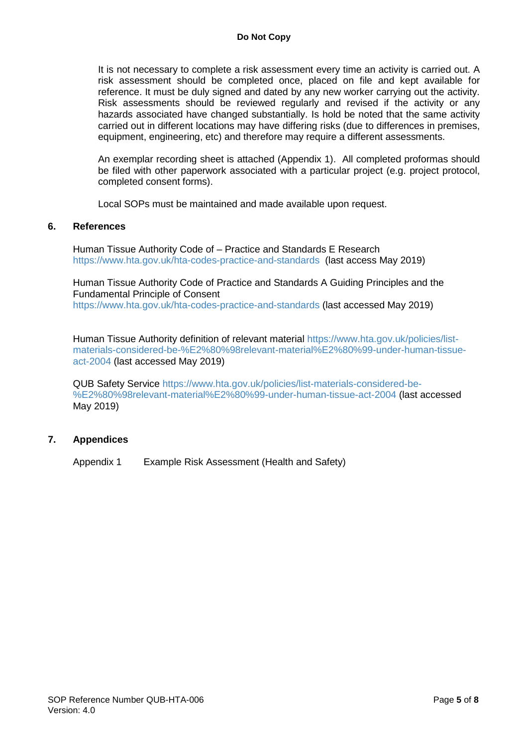It is not necessary to complete a risk assessment every time an activity is carried out. A risk assessment should be completed once, placed on file and kept available for reference. It must be duly signed and dated by any new worker carrying out the activity. Risk assessments should be reviewed regularly and revised if the activity or any hazards associated have changed substantially. Is hold be noted that the same activity carried out in different locations may have differing risks (due to differences in premises, equipment, engineering, etc) and therefore may require a different assessments.

An exemplar recording sheet is attached (Appendix 1). All completed proformas should be filed with other paperwork associated with a particular project (e.g. project protocol, completed consent forms).

Local SOPs must be maintained and made available upon request.

## 6. References

Human Tissue Authority Code of – Practice and Standards E Research https://www.hta.gov.uk/hta-codes-practice-and-standards (last access May 2019)

Human Tissue Authority Code of Practice and Standards A Guiding Principles and the Fundamental Principle of Consent https://www.hta.gov.uk/hta-codes-practice-and-standards (last accessed May 2019)

Human Tissue Authority definition of relevant material https://www.hta.gov.uk/policies/list-materials-considered-be-%E2%80%98relevant-material%E2%80%99-under-human-tissue-act-2004 (last accessed May 2019)

QUB Safety Service https://www.hta.gov.uk/policies/list-materials-considered-be-%E2%80%98relevant-material%E2%80%99-under-human-tissue-act-2004 (last accessed May 2019)

## 7. Appendices

Appendix 1 Example Risk Assessment (Health and Safety)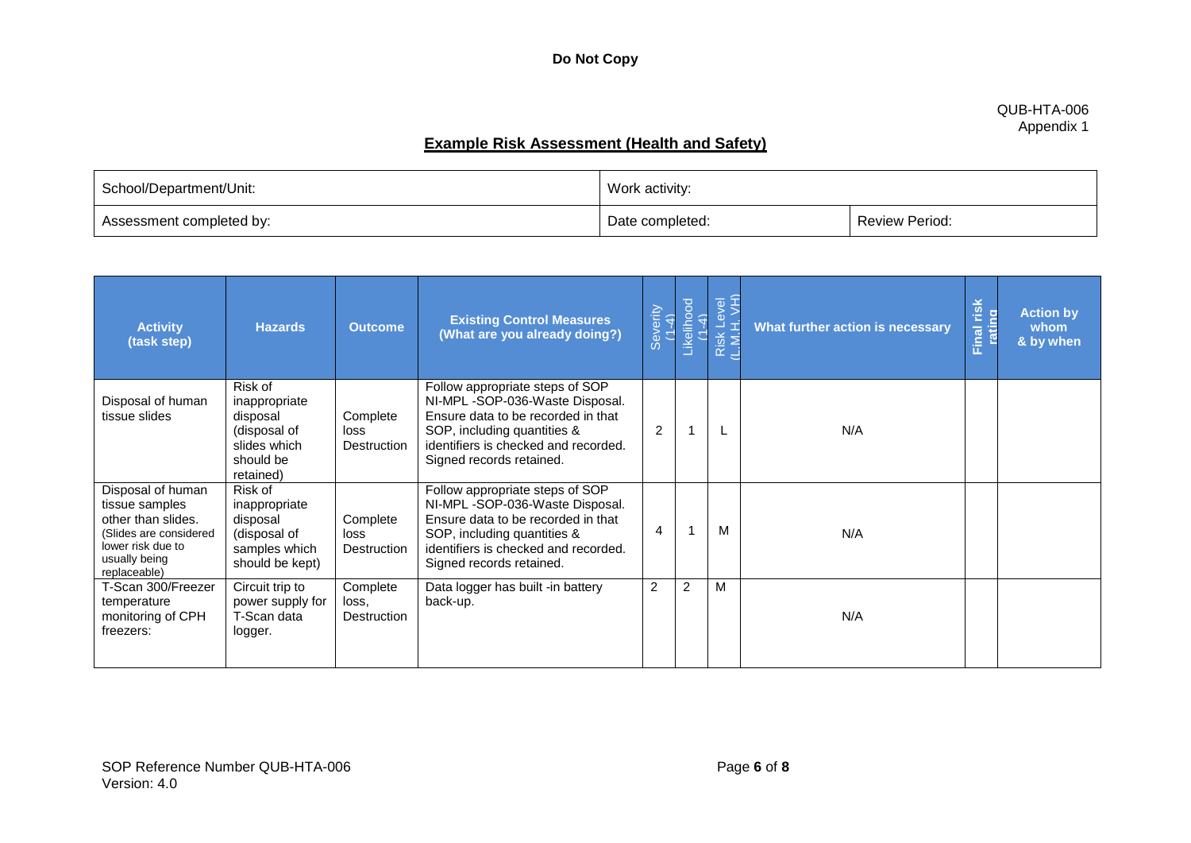**Do Not Copy**

QUB-HTA-006
Appendix 1

## Example Risk Assessment (Health and Safety)

| School/Department/Unit: | Work activity: | |
|---|---|---|
| Assessment completed by: | Date completed: | Review Period: |

| Activity (task step) | Hazards | Outcome | Existing Control Measures (What are you already doing?) | Severity (1-4) | Likelihood (1-4) | Risk Level (L,M,H, VH) | What further action is necessary | Final risk rating | Action by whom & by when |
|---|---|---|---|---|---|---|---|---|---|
| Disposal of human tissue slides | Risk of inappropriate disposal (disposal of slides which should be retained) | Complete loss Destruction | Follow appropriate steps of SOP NI-MPL -SOP-036-Waste Disposal. Ensure data to be recorded in that SOP, including quantities & identifiers is checked and recorded. Signed records retained. | 2 | 1 | L | N/A | | |
| Disposal of human tissue samples other than slides. (Slides are considered lower risk due to usually being replaceable) | Risk of inappropriate disposal (disposal of samples which should be kept) | Complete loss Destruction | Follow appropriate steps of SOP NI-MPL -SOP-036-Waste Disposal. Ensure data to be recorded in that SOP, including quantities & identifiers is checked and recorded. Signed records retained. | 4 | 1 | M | N/A | | |
| T-Scan 300/Freezer temperature monitoring of CPH freezers: | Circuit trip to power supply for T-Scan data logger. | Complete loss, Destruction | Data logger has built -in battery back-up. | 2 | 2 | M | N/A | | |

SOP Reference Number QUB-HTA-006
Version: 4.0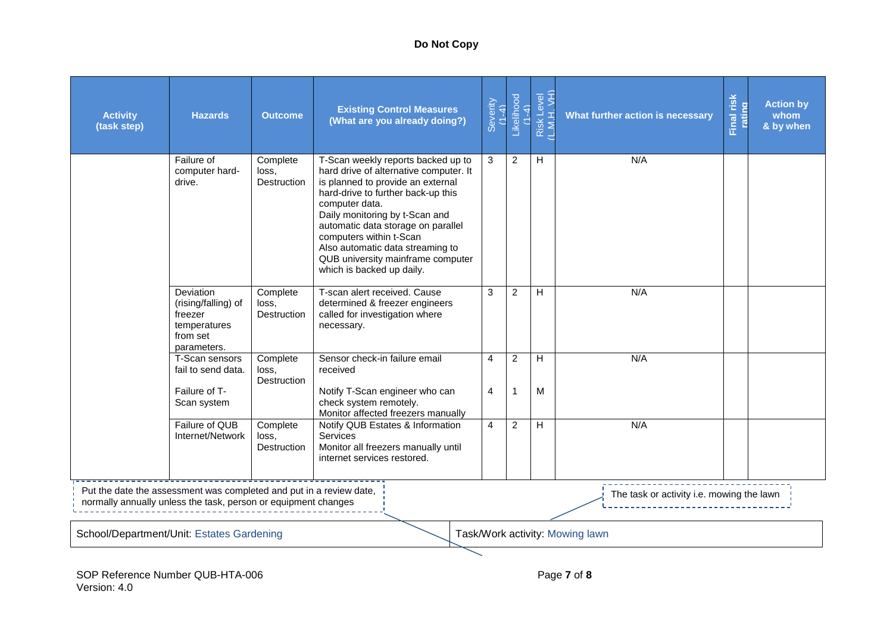**Do Not Copy**

| Activity (task step) | Hazards | Outcome | Existing Control Measures (What are you already doing?) | Severity (1-4) | Likelihood (1-4) | Risk Level (L.M.H. VH) | What further action is necessary | Final risk rating | Action by whom & by when |
|---|---|---|---|---|---|---|---|---|---|
| | Failure of computer hard-drive. | Complete loss, Destruction | T-Scan weekly reports backed up to hard drive of alternative computer. It is planned to provide an external hard-drive to further back-up this computer data. Daily monitoring by t-Scan and automatic data storage on parallel computers within t-Scan Also automatic data streaming to QUB university mainframe computer which is backed up daily. | 3 | 2 | H | N/A | | |
| | Deviation (rising/falling) of freezer temperatures from set parameters. | Complete loss, Destruction | T-scan alert received. Cause determined & freezer engineers called for investigation where necessary. | 3 | 2 | H | N/A | | |
| | T-Scan sensors fail to send data. | Complete loss, Destruction | Sensor check-in failure email received | 4 | 2 | H | N/A | | |
| | Failure of T-Scan system | | Notify T-Scan engineer who can check system remotely. Monitor affected freezers manually | 4 | 1 | M | | | |
| | Failure of QUB Internet/Network | Complete loss, Destruction | Notify QUB Estates & Information Services Monitor all freezers manually until internet services restored. | 4 | 2 | H | N/A | | |

Put the date the assessment was completed and put in a review date, normally annually unless the task, person or equipment changes

The task or activity i.e. mowing the lawn

| School/Department/Unit: Estates Gardening | Task/Work activity: Mowing lawn |
|---|---|

SOP Reference Number QUB-HTA-006
Version: 4.0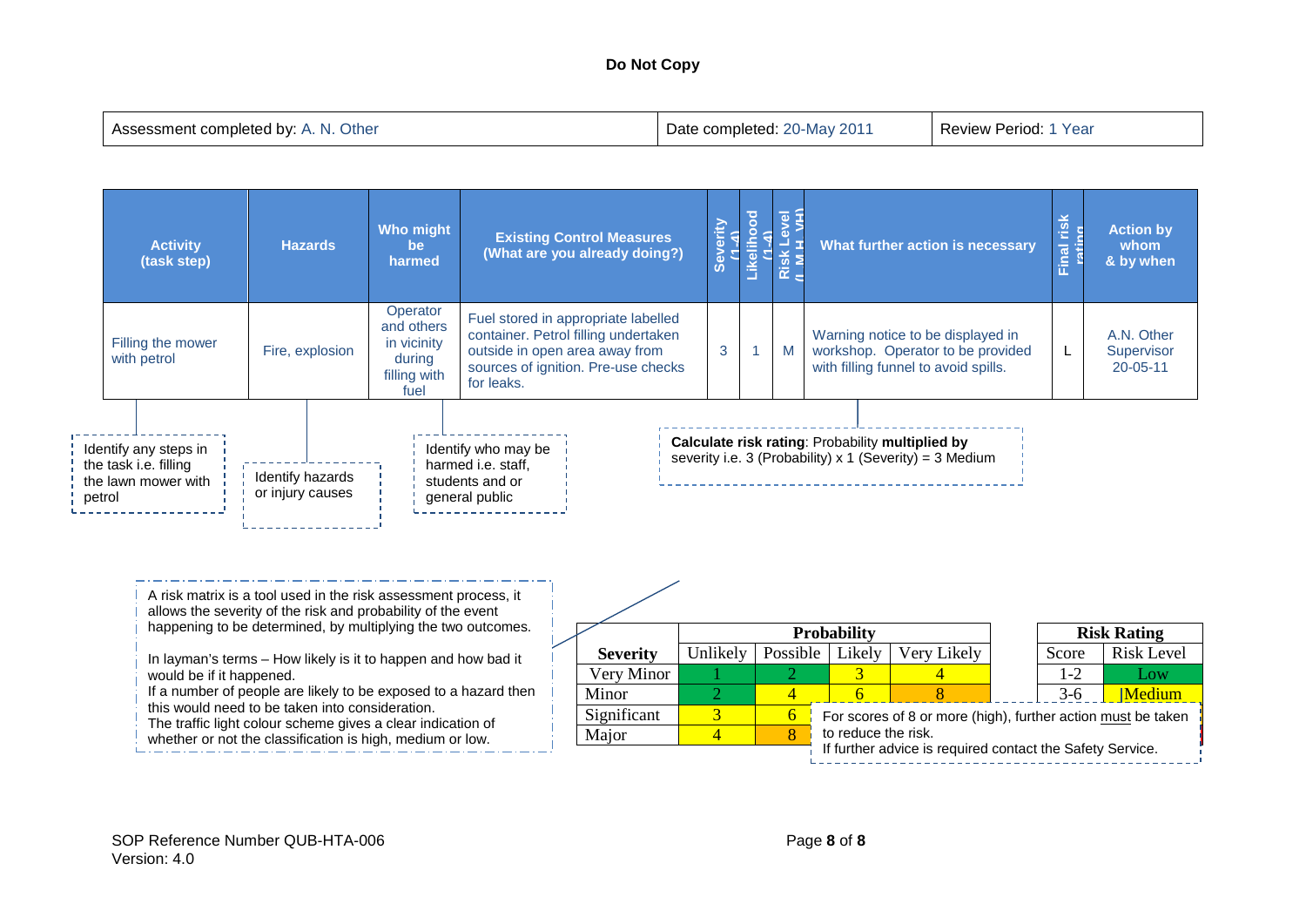**Do Not Copy**

| Assessment completed by: A. N. Other | Date completed: 20-May 2011 | Review Period: 1 Year |
|---|---|---|

| Activity (task step) | Hazards | Who might be harmed | Existing Control Measures (What are you already doing?) | Severity (1-4) | Likelihood (1-4) | Risk Level (L,M,H, VH) | What further action is necessary | Final risk rating | Action by whom & by when |
|---|---|---|---|---|---|---|---|---|---|
| Filling the mower with petrol | Fire, explosion | Operator and others in vicinity during filling with fuel | Fuel stored in appropriate labelled container. Petrol filling undertaken outside in open area away from sources of ignition. Pre-use checks for leaks. | 3 | 1 | M | Warning notice to be displayed in workshop. Operator to be provided with filling funnel to avoid spills. | L | A.N. Other Supervisor 20-05-11 |

Identify any steps in the task i.e. filling the lawn mower with petrol

Identify hazards or injury causes

Identify who may be harmed i.e. staff, students and or general public

**Calculate risk rating**: Probability **multiplied by** severity i.e. 3 (Probability) x 1 (Severity) = 3 Medium

A risk matrix is a tool used in the risk assessment process, it allows the severity of the risk and probability of the event happening to be determined, by multiplying the two outcomes.

In layman's terms – How likely is it to happen and how bad it would be if it happened.
If a number of people are likely to be exposed to a hazard then this would need to be taken into consideration.
The traffic light colour scheme gives a clear indication of whether or not the classification is high, medium or low.

| | Probability | | | |
|---|---|---|---|---|
| **Severity** | Unlikely | Possible | Likely | Very Likely |
| Very Minor | 1 | 2 | 3 | 4 |
| Minor | 2 | 4 | 6 | 8 |
| Significant | 3 | 6 | | |
| Major | 4 | 8 | | |

| Risk Rating | |
|---|---|
| Score | Risk Level |
| 1-2 | Low |
| 3-6 | Medium |

For scores of 8 or more (high), further action must be taken to reduce the risk.
If further advice is required contact the Safety Service.

SOP Reference Number QUB-HTA-006
Version: 4.0